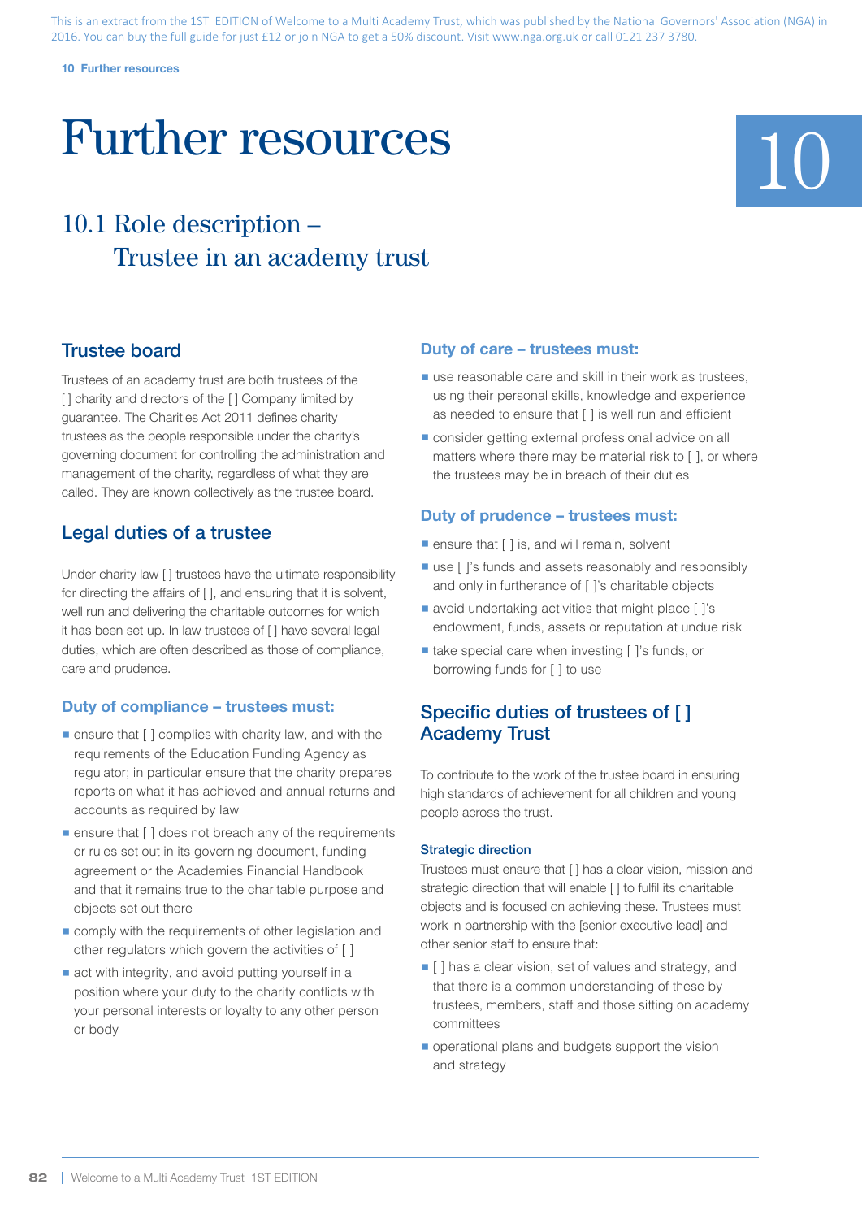This is an extract from the 1ST EDITION of Welcome to a Multi Academy Trust, which was published by the National Governors' Association (NGA) in 2016. You can buy the full guide for just £12 or join NGA to get a 50% discount. Visit www.nga.org.uk or call 0121 237 3780.

# Further resources

10

## 10.1 Role description – Trustee in an academy trust

### Trustee board

Trustees of an academy trust are both trustees of the [ ] charity and directors of the [ ] Company limited by guarantee. The Charities Act 2011 defines charity trustees as the people responsible under the charity's governing document for controlling the administration and management of the charity, regardless of what they are called. They are known collectively as the trustee board.

### Legal duties of a trustee

Under charity law [ ] trustees have the ultimate responsibility for directing the affairs of [ ], and ensuring that it is solvent, well run and delivering the charitable outcomes for which it has been set up. In law trustees of [ ] have several legal duties, which are often described as those of compliance, care and prudence.

#### Duty of compliance – trustees must:

- ensure that [ ] complies with charity law, and with the requirements of the Education Funding Agency as regulator; in particular ensure that the charity prepares reports on what it has achieved and annual returns and accounts as required by law
- ensure that [ ] does not breach any of the requirements or rules set out in its governing document, funding agreement or the Academies Financial Handbook and that it remains true to the charitable purpose and objects set out there
- comply with the requirements of other legislation and other regulators which govern the activities of [ ]
- act with integrity, and avoid putting yourself in a position where your duty to the charity conflicts with your personal interests or loyalty to any other person or body

#### Duty of care – trustees must:

- use reasonable care and skill in their work as trustees, using their personal skills, knowledge and experience as needed to ensure that [ ] is well run and efficient
- consider getting external professional advice on all matters where there may be material risk to [ ], or where the trustees may be in breach of their duties

#### Duty of prudence – trustees must:

- ensure that [ ] is, and will remain, solvent
- use [ ]'s funds and assets reasonably and responsibly and only in furtherance of [ ]'s charitable objects
- avoid undertaking activities that might place [ ]'s endowment, funds, assets or reputation at undue risk
- take special care when investing [ ]'s funds, or borrowing funds for [ ] to use

### Specific duties of trustees of [ ] Academy Trust

To contribute to the work of the trustee board in ensuring high standards of achievement for all children and young people across the trust.

#### Strategic direction

Trustees must ensure that [ ] has a clear vision, mission and strategic direction that will enable [ ] to fulfil its charitable objects and is focused on achieving these. Trustees must work in partnership with the [senior executive lead] and other senior staff to ensure that:

- [ ] has a clear vision, set of values and strategy, and that there is a common understanding of these by trustees, members, staff and those sitting on academy committees
- operational plans and budgets support the vision and strategy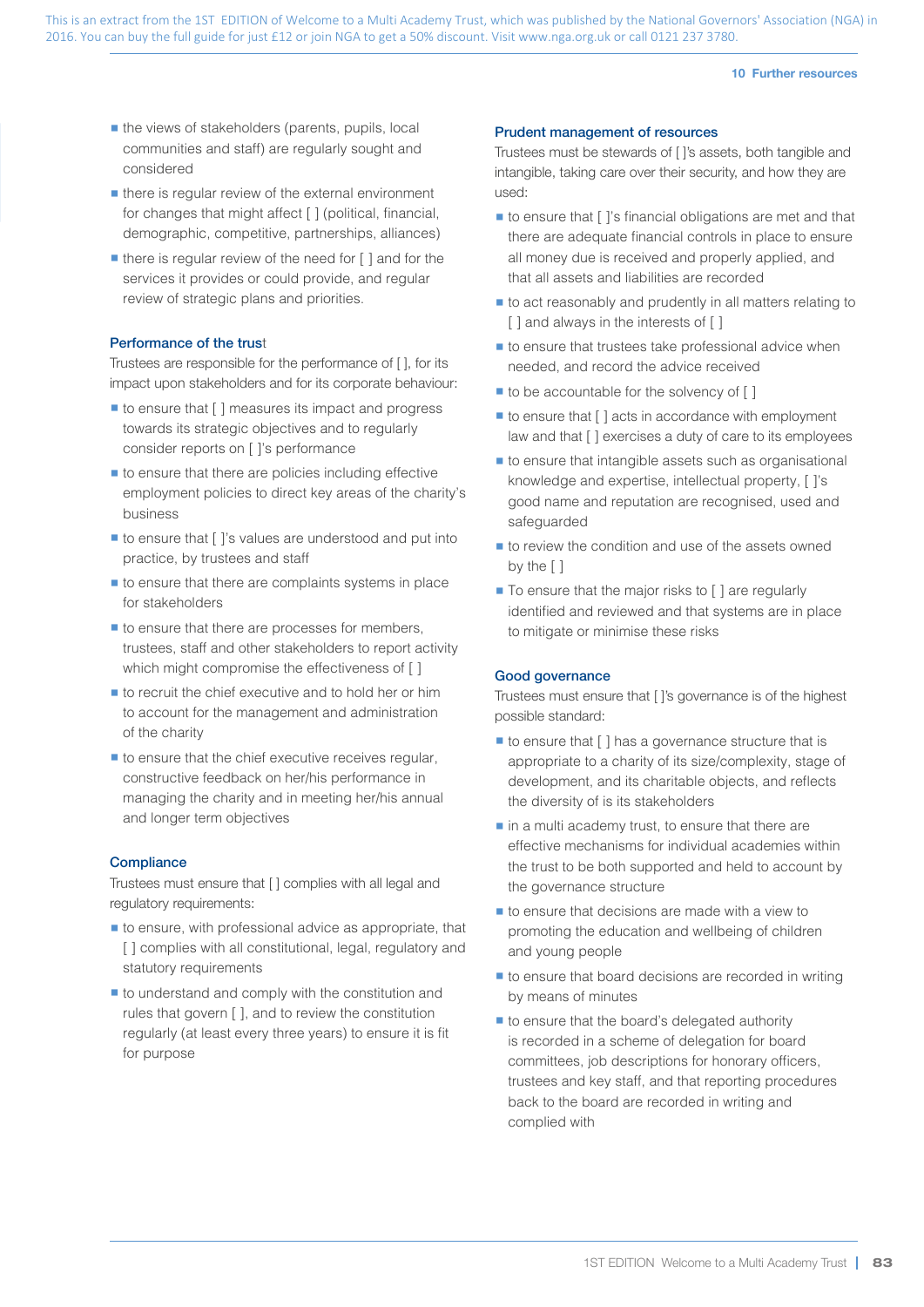- the views of stakeholders (parents, pupils, local communities and staff) are regularly sought and considered
- there is regular review of the external environment for changes that might affect [ ] (political, financial, demographic, competitive, partnerships, alliances)
- there is regular review of the need for [ ] and for the services it provides or could provide, and regular review of strategic plans and priorities.

### Performance of the trust

Trustees are responsible for the performance of [ ], for its impact upon stakeholders and for its corporate behaviour:

- to ensure that [ ] measures its impact and progress towards its strategic objectives and to regularly consider reports on [ ]'s performance
- to ensure that there are policies including effective employment policies to direct key areas of the charity's business
- to ensure that [ ]'s values are understood and put into practice, by trustees and staff
- to ensure that there are complaints systems in place for stakeholders
- to ensure that there are processes for members, trustees, staff and other stakeholders to report activity which might compromise the effectiveness of [ ]
- to recruit the chief executive and to hold her or him to account for the management and administration of the charity
- to ensure that the chief executive receives regular, constructive feedback on her/his performance in managing the charity and in meeting her/his annual and longer term objectives

### Compliance

Trustees must ensure that [ ] complies with all legal and regulatory requirements:

- to ensure, with professional advice as appropriate, that [ ] complies with all constitutional, legal, regulatory and statutory requirements
- to understand and comply with the constitution and rules that govern [ ], and to review the constitution regularly (at least every three years) to ensure it is fit for purpose

### Prudent management of resources

Trustees must be stewards of [ ]'s assets, both tangible and intangible, taking care over their security, and how they are used:

- to ensure that [ ]'s financial obligations are met and that there are adequate financial controls in place to ensure all money due is received and properly applied, and that all assets and liabilities are recorded
- to act reasonably and prudently in all matters relating to [ ] and always in the interests of [ ]
- to ensure that trustees take professional advice when needed, and record the advice received
- to be accountable for the solvency of [ ]
- to ensure that [ ] acts in accordance with employment law and that [ ] exercises a duty of care to its employees
- to ensure that intangible assets such as organisational knowledge and expertise, intellectual property, [ ]'s good name and reputation are recognised, used and safeguarded
- to review the condition and use of the assets owned by the [ ]
- To ensure that the major risks to [ ] are regularly identified and reviewed and that systems are in place to mitigate or minimise these risks

### Good governance

Trustees must ensure that [ ]'s governance is of the highest possible standard:

- to ensure that [ ] has a governance structure that is appropriate to a charity of its size/complexity, stage of development, and its charitable objects, and reflects the diversity of is its stakeholders
- in a multi academy trust, to ensure that there are effective mechanisms for individual academies within the trust to be both supported and held to account by the governance structure
- to ensure that decisions are made with a view to promoting the education and wellbeing of children and young people
- to ensure that board decisions are recorded in writing by means of minutes
- to ensure that the board's delegated authority is recorded in a scheme of delegation for board committees, job descriptions for honorary officers, trustees and key staff, and that reporting procedures back to the board are recorded in writing and complied with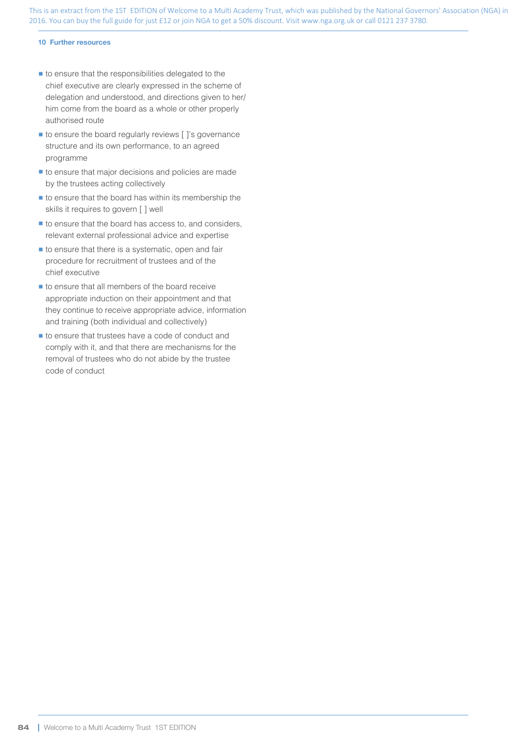- to ensure that the responsibilities delegated to the chief executive are clearly expressed in the scheme of delegation and understood, and directions given to her/him come from the board as a whole or other properly authorised route
- to ensure the board regularly reviews [ ]'s governance structure and its own performance, to an agreed programme
- to ensure that major decisions and policies are made by the trustees acting collectively
- to ensure that the board has within its membership the skills it requires to govern [ ] well
- to ensure that the board has access to, and considers, relevant external professional advice and expertise
- to ensure that there is a systematic, open and fair procedure for recruitment of trustees and of the chief executive
- to ensure that all members of the board receive appropriate induction on their appointment and that they continue to receive appropriate advice, information and training (both individual and collectively)
- to ensure that trustees have a code of conduct and comply with it, and that there are mechanisms for the removal of trustees who do not abide by the trustee code of conduct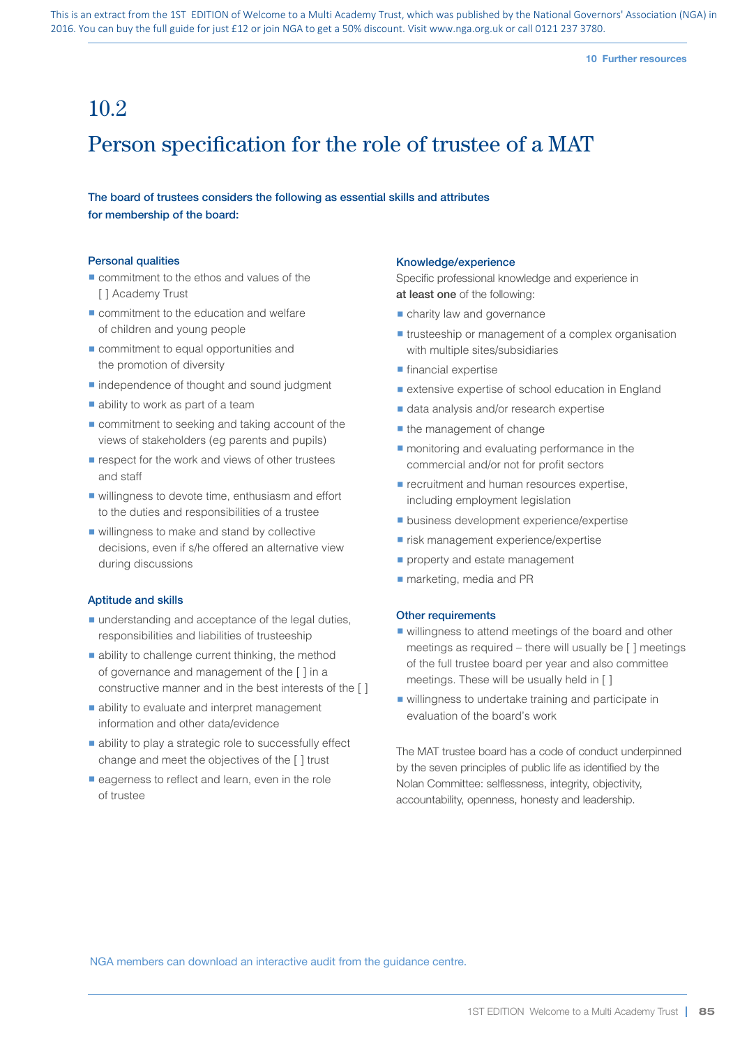This is an extract from the 1ST EDITION of Welcome to a Multi Academy Trust, which was published by the National Governors' Association (NGA) in 2016. You can buy the full guide for just £12 or join NGA to get a 50% discount. Visit www.nga.org.uk or call 0121 237 3780.

# 10.2

# Person specification for the role of trustee of a MAT

**The board of trustees considers the following as essential skills and attributes for membership of the board:**

### Personal qualities

- commitment to the ethos and values of the [ ] Academy Trust
- commitment to the education and welfare of children and young people
- commitment to equal opportunities and the promotion of diversity
- independence of thought and sound judgment
- ability to work as part of a team
- commitment to seeking and taking account of the views of stakeholders (eg parents and pupils)
- respect for the work and views of other trustees and staff
- willingness to devote time, enthusiasm and effort to the duties and responsibilities of a trustee
- willingness to make and stand by collective decisions, even if s/he offered an alternative view during discussions

### Aptitude and skills

- understanding and acceptance of the legal duties, responsibilities and liabilities of trusteeship
- ability to challenge current thinking, the method of governance and management of the [ ] in a constructive manner and in the best interests of the [ ]
- ability to evaluate and interpret management information and other data/evidence
- ability to play a strategic role to successfully effect change and meet the objectives of the [ ] trust
- eagerness to reflect and learn, even in the role of trustee

### Knowledge/experience

Specific professional knowledge and experience in **at least one** of the following:

- charity law and governance
- trusteeship or management of a complex organisation with multiple sites/subsidiaries
- financial expertise
- extensive expertise of school education in England
- data analysis and/or research expertise
- the management of change
- monitoring and evaluating performance in the commercial and/or not for profit sectors
- recruitment and human resources expertise, including employment legislation
- business development experience/expertise
- risk management experience/expertise
- property and estate management
- marketing, media and PR

### Other requirements

- willingness to attend meetings of the board and other meetings as required – there will usually be [ ] meetings of the full trustee board per year and also committee meetings. These will be usually held in [ ]
- willingness to undertake training and participate in evaluation of the board's work

The MAT trustee board has a code of conduct underpinned by the seven principles of public life as identified by the Nolan Committee: selflessness, integrity, objectivity, accountability, openness, honesty and leadership.

NGA members can download an interactive audit from the guidance centre.